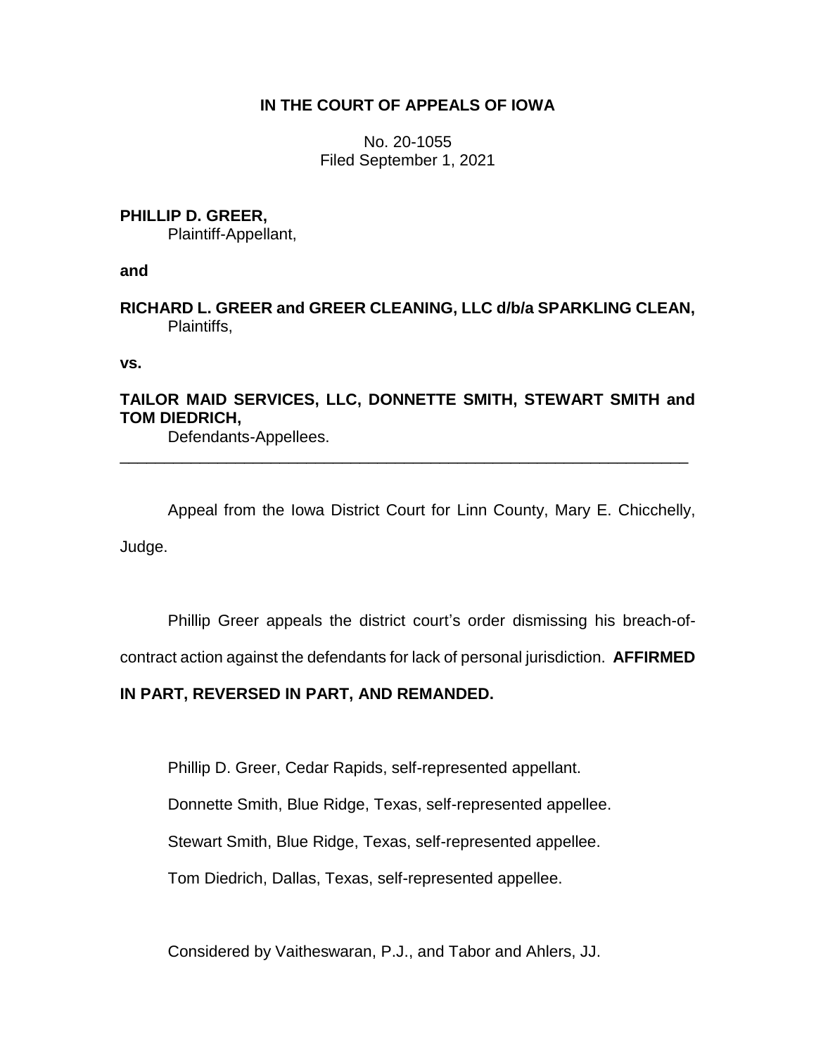**IN THE COURT OF APPEALS OF IOWA**

No. 20-1055
Filed September 1, 2021

**PHILLIP D. GREER,**
Plaintiff-Appellant,

**and**

**RICHARD L. GREER and GREER CLEANING, LLC d/b/a SPARKLING CLEAN,**
Plaintiffs,

**vs.**

**TAILOR MAID SERVICES, LLC, DONNETTE SMITH, STEWART SMITH and TOM DIEDRICH,**
Defendants-Appellees.

---

Appeal from the Iowa District Court for Linn County, Mary E. Chicchelly, Judge.

Phillip Greer appeals the district court's order dismissing his breach-of-contract action against the defendants for lack of personal jurisdiction. **AFFIRMED IN PART, REVERSED IN PART, AND REMANDED.**

Phillip D. Greer, Cedar Rapids, self-represented appellant.

Donnette Smith, Blue Ridge, Texas, self-represented appellee.

Stewart Smith, Blue Ridge, Texas, self-represented appellee.

Tom Diedrich, Dallas, Texas, self-represented appellee.

Considered by Vaitheswaran, P.J., and Tabor and Ahlers, JJ.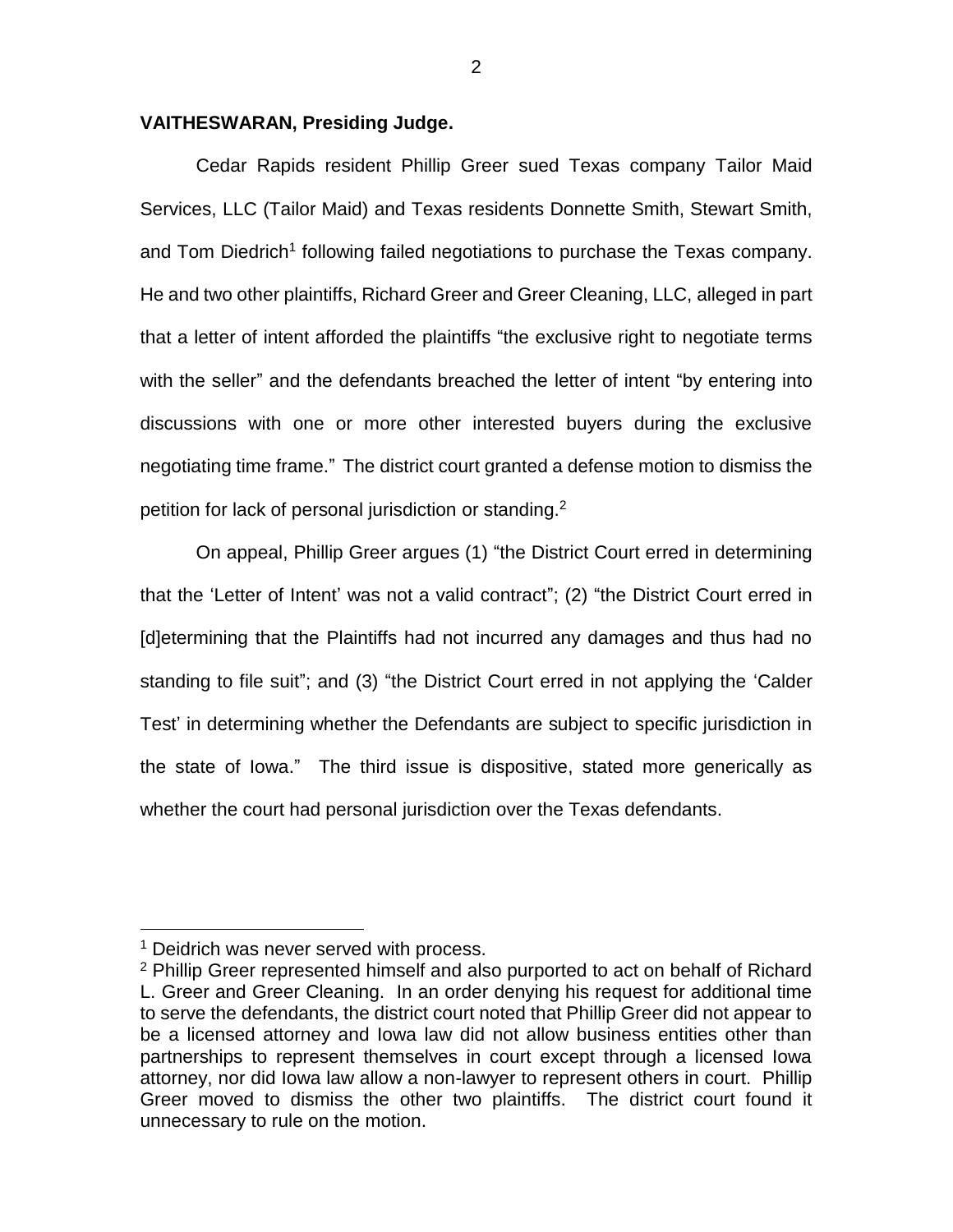**VAITHESWARAN, Presiding Judge.**

Cedar Rapids resident Phillip Greer sued Texas company Tailor Maid Services, LLC (Tailor Maid) and Texas residents Donnette Smith, Stewart Smith, and Tom Diedrich[1] following failed negotiations to purchase the Texas company. He and two other plaintiffs, Richard Greer and Greer Cleaning, LLC, alleged in part that a letter of intent afforded the plaintiffs "the exclusive right to negotiate terms with the seller" and the defendants breached the letter of intent "by entering into discussions with one or more other interested buyers during the exclusive negotiating time frame." The district court granted a defense motion to dismiss the petition for lack of personal jurisdiction or standing.[2]

On appeal, Phillip Greer argues (1) "the District Court erred in determining that the 'Letter of Intent' was not a valid contract"; (2) "the District Court erred in [d]etermining that the Plaintiffs had not incurred any damages and thus had no standing to file suit"; and (3) "the District Court erred in not applying the 'Calder Test' in determining whether the Defendants are subject to specific jurisdiction in the state of Iowa." The third issue is dispositive, stated more generically as whether the court had personal jurisdiction over the Texas defendants.

---

[1] Deidrich was never served with process.

[2] Phillip Greer represented himself and also purported to act on behalf of Richard L. Greer and Greer Cleaning. In an order denying his request for additional time to serve the defendants, the district court noted that Phillip Greer did not appear to be a licensed attorney and Iowa law did not allow business entities other than partnerships to represent themselves in court except through a licensed Iowa attorney, nor did Iowa law allow a non-lawyer to represent others in court. Phillip Greer moved to dismiss the other two plaintiffs. The district court found it unnecessary to rule on the motion.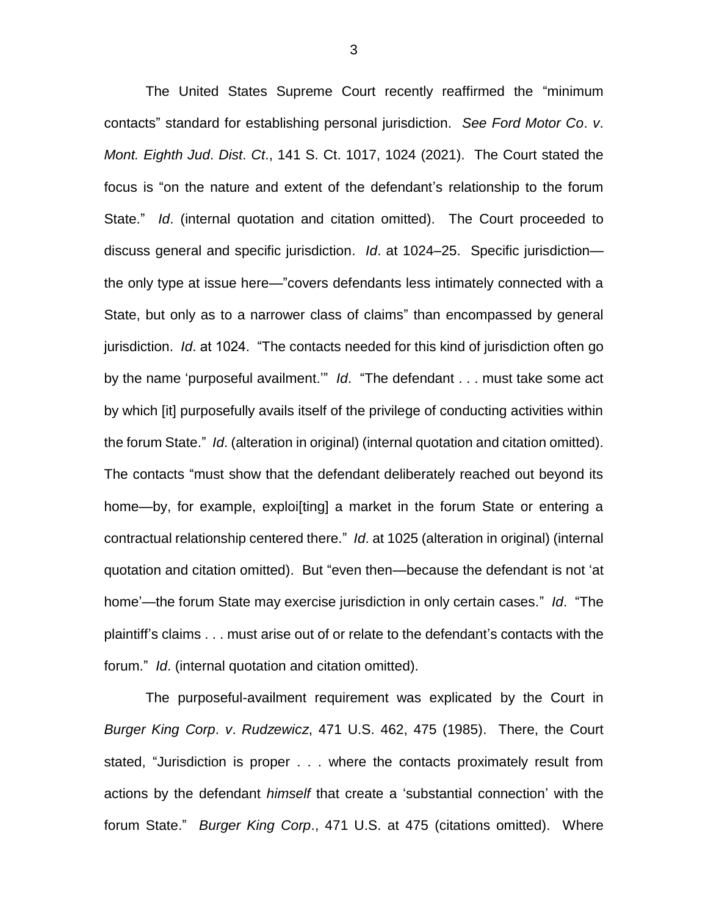The United States Supreme Court recently reaffirmed the "minimum contacts" standard for establishing personal jurisdiction. *See Ford Motor Co*. *v*. *Mont. Eighth Jud*. *Dist*. *Ct*., 141 S. Ct. 1017, 1024 (2021). The Court stated the focus is "on the nature and extent of the defendant's relationship to the forum State." *Id*. (internal quotation and citation omitted). The Court proceeded to discuss general and specific jurisdiction. *Id*. at 1024–25. Specific jurisdiction—the only type at issue here—"covers defendants less intimately connected with a State, but only as to a narrower class of claims" than encompassed by general jurisdiction. *Id*. at 1024. "The contacts needed for this kind of jurisdiction often go by the name 'purposeful availment.'" *Id*. "The defendant . . . must take some act by which [it] purposefully avails itself of the privilege of conducting activities within the forum State." *Id*. (alteration in original) (internal quotation and citation omitted). The contacts "must show that the defendant deliberately reached out beyond its home—by, for example, exploi[ting] a market in the forum State or entering a contractual relationship centered there." *Id*. at 1025 (alteration in original) (internal quotation and citation omitted). But "even then—because the defendant is not 'at home'—the forum State may exercise jurisdiction in only certain cases." *Id*. "The plaintiff's claims . . . must arise out of or relate to the defendant's contacts with the forum." *Id*. (internal quotation and citation omitted).

The purposeful-availment requirement was explicated by the Court in *Burger King Corp*. *v*. *Rudzewicz*, 471 U.S. 462, 475 (1985). There, the Court stated, "Jurisdiction is proper . . . where the contacts proximately result from actions by the defendant *himself* that create a 'substantial connection' with the forum State." *Burger King Corp*., 471 U.S. at 475 (citations omitted). Where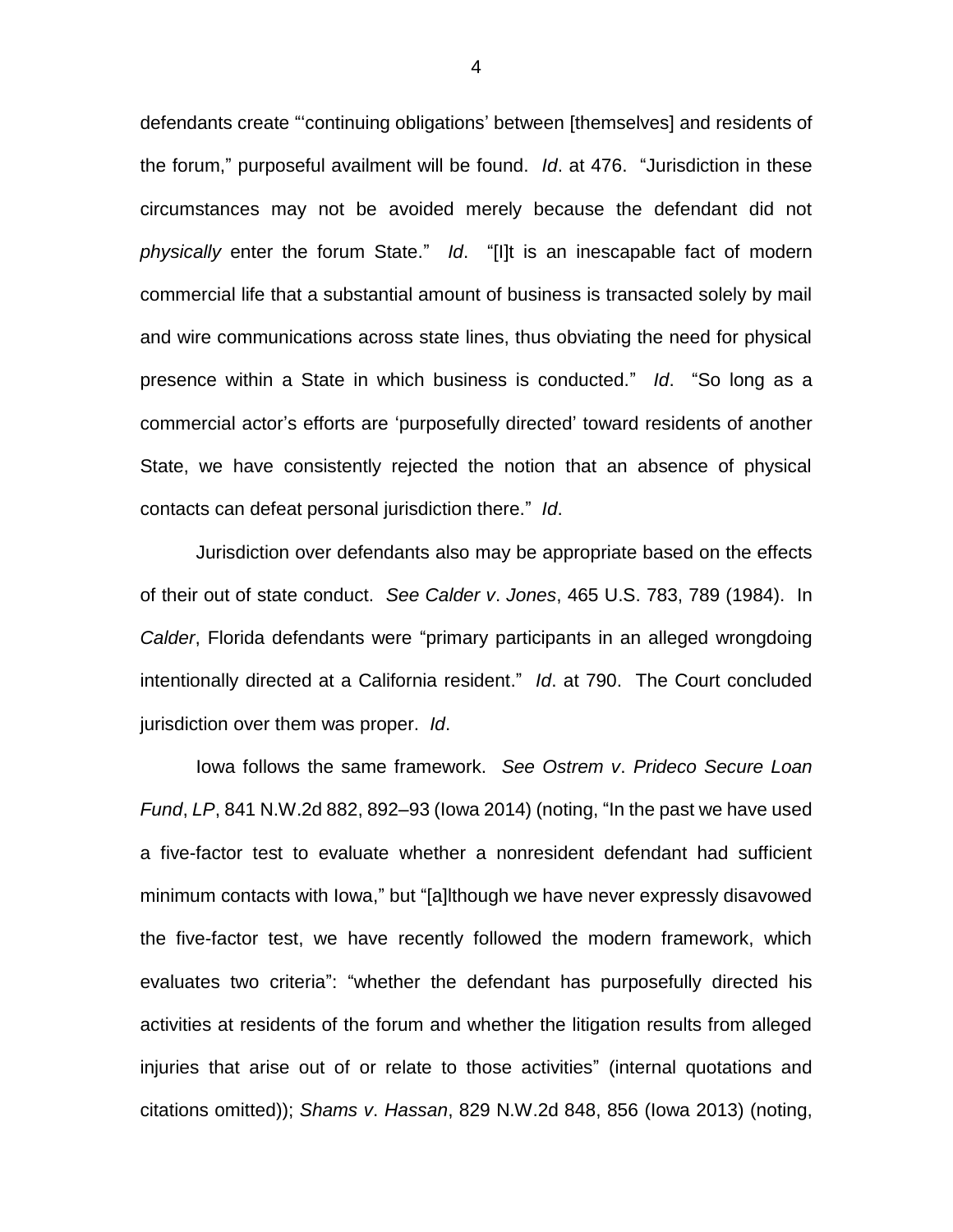defendants create "'continuing obligations' between [themselves] and residents of the forum," purposeful availment will be found. *Id*. at 476. "Jurisdiction in these circumstances may not be avoided merely because the defendant did not *physically* enter the forum State." *Id*. "[I]t is an inescapable fact of modern commercial life that a substantial amount of business is transacted solely by mail and wire communications across state lines, thus obviating the need for physical presence within a State in which business is conducted." *Id*. "So long as a commercial actor's efforts are 'purposefully directed' toward residents of another State, we have consistently rejected the notion that an absence of physical contacts can defeat personal jurisdiction there." *Id*.

Jurisdiction over defendants also may be appropriate based on the effects of their out of state conduct. *See Calder v*. *Jones*, 465 U.S. 783, 789 (1984). In *Calder*, Florida defendants were "primary participants in an alleged wrongdoing intentionally directed at a California resident." *Id*. at 790. The Court concluded jurisdiction over them was proper. *Id*.

Iowa follows the same framework. *See Ostrem v*. *Prideco Secure Loan Fund*, *LP*, 841 N.W.2d 882, 892–93 (Iowa 2014) (noting, "In the past we have used a five-factor test to evaluate whether a nonresident defendant had sufficient minimum contacts with Iowa," but "[a]lthough we have never expressly disavowed the five-factor test, we have recently followed the modern framework, which evaluates two criteria": "whether the defendant has purposefully directed his activities at residents of the forum and whether the litigation results from alleged injuries that arise out of or relate to those activities" (internal quotations and citations omitted)); *Shams v*. *Hassan*, 829 N.W.2d 848, 856 (Iowa 2013) (noting,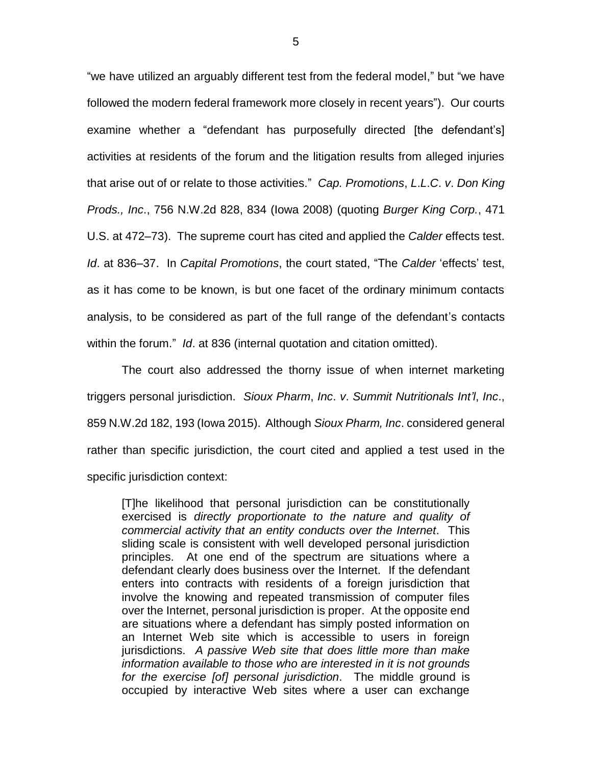"we have utilized an arguably different test from the federal model," but "we have followed the modern federal framework more closely in recent years"). Our courts examine whether a "defendant has purposefully directed [the defendant's] activities at residents of the forum and the litigation results from alleged injuries that arise out of or relate to those activities." *Cap. Promotions*, *L.L.C*. *v*. *Don King Prods., Inc*., 756 N.W.2d 828, 834 (Iowa 2008) (quoting *Burger King Corp.*, 471 U.S. at 472–73). The supreme court has cited and applied the *Calder* effects test. *Id*. at 836–37. In *Capital Promotions*, the court stated, "The *Calder* 'effects' test, as it has come to be known, is but one facet of the ordinary minimum contacts analysis, to be considered as part of the full range of the defendant's contacts within the forum." *Id*. at 836 (internal quotation and citation omitted).

The court also addressed the thorny issue of when internet marketing triggers personal jurisdiction. *Sioux Pharm*, *Inc*. *v*. *Summit Nutritionals Int'l*, *Inc*., 859 N.W.2d 182, 193 (Iowa 2015). Although *Sioux Pharm, Inc*. considered general rather than specific jurisdiction, the court cited and applied a test used in the specific jurisdiction context:

> [T]he likelihood that personal jurisdiction can be constitutionally exercised is *directly proportionate to the nature and quality of commercial activity that an entity conducts over the Internet*. This sliding scale is consistent with well developed personal jurisdiction principles. At one end of the spectrum are situations where a defendant clearly does business over the Internet. If the defendant enters into contracts with residents of a foreign jurisdiction that involve the knowing and repeated transmission of computer files over the Internet, personal jurisdiction is proper. At the opposite end are situations where a defendant has simply posted information on an Internet Web site which is accessible to users in foreign jurisdictions. *A passive Web site that does little more than make information available to those who are interested in it is not grounds for the exercise [of] personal jurisdiction*. The middle ground is occupied by interactive Web sites where a user can exchange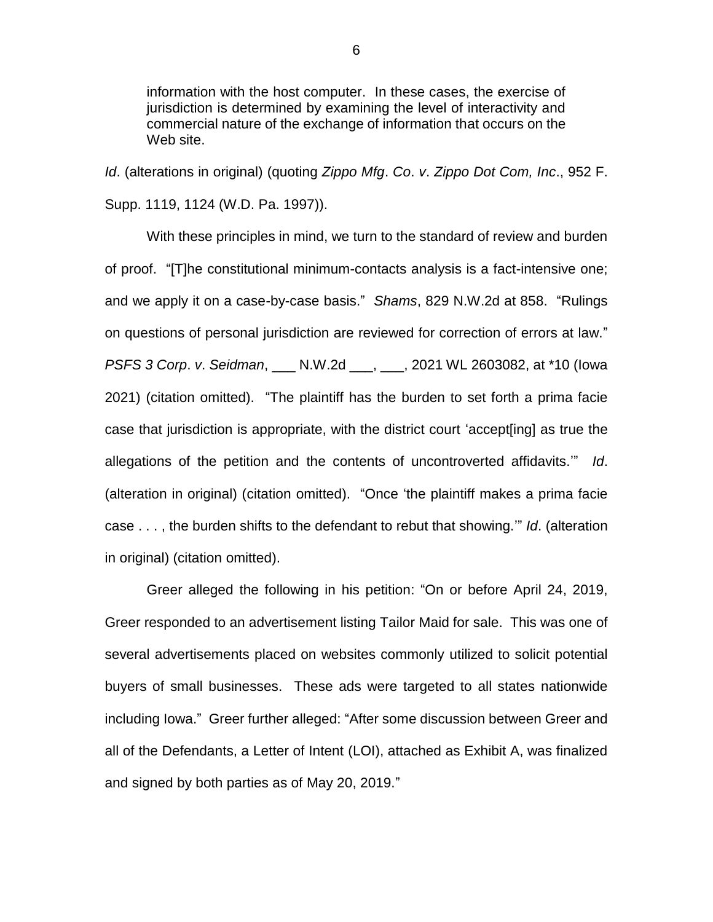> information with the host computer. In these cases, the exercise of jurisdiction is determined by examining the level of interactivity and commercial nature of the exchange of information that occurs on the Web site.

*Id*. (alterations in original) (quoting *Zippo Mfg*. *Co*. *v*. *Zippo Dot Com, Inc*., 952 F. Supp. 1119, 1124 (W.D. Pa. 1997)).

With these principles in mind, we turn to the standard of review and burden of proof. "[T]he constitutional minimum-contacts analysis is a fact-intensive one; and we apply it on a case-by-case basis." *Shams*, 829 N.W.2d at 858. "Rulings on questions of personal jurisdiction are reviewed for correction of errors at law." *PSFS 3 Corp*. *v*. *Seidman*, ___ N.W.2d ___, ___, 2021 WL 2603082, at *10 (Iowa 2021) (citation omitted). "The plaintiff has the burden to set forth a prima facie case that jurisdiction is appropriate, with the district court 'accept[ing] as true the allegations of the petition and the contents of uncontroverted affidavits.'" *Id*. (alteration in original) (citation omitted). "Once 'the plaintiff makes a prima facie case . . . , the burden shifts to the defendant to rebut that showing.'" *Id*. (alteration in original) (citation omitted).

Greer alleged the following in his petition: "On or before April 24, 2019, Greer responded to an advertisement listing Tailor Maid for sale. This was one of several advertisements placed on websites commonly utilized to solicit potential buyers of small businesses. These ads were targeted to all states nationwide including Iowa." Greer further alleged: "After some discussion between Greer and all of the Defendants, a Letter of Intent (LOI), attached as Exhibit A, was finalized and signed by both parties as of May 20, 2019."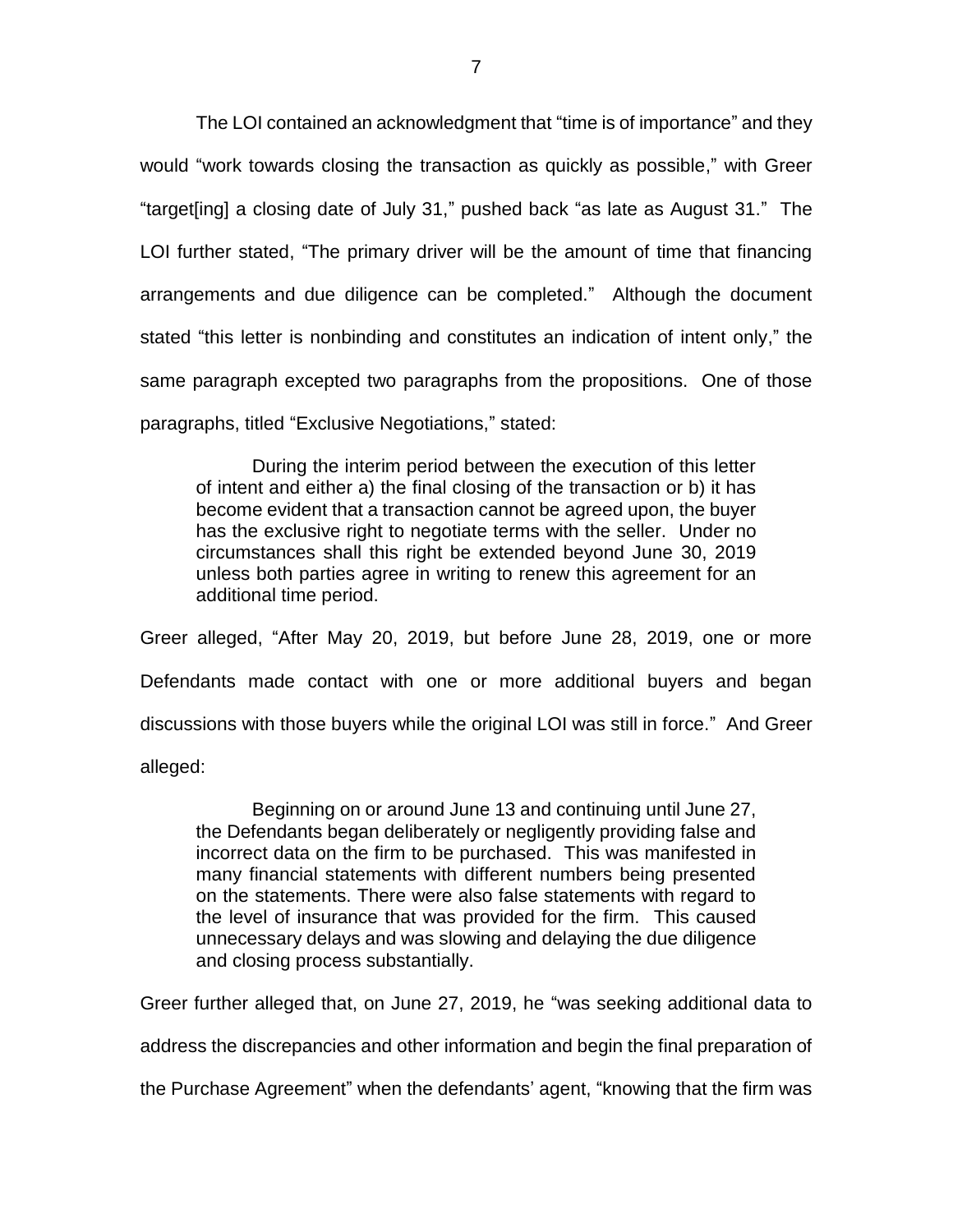The LOI contained an acknowledgment that "time is of importance" and they would "work towards closing the transaction as quickly as possible," with Greer "target[ing] a closing date of July 31," pushed back "as late as August 31." The LOI further stated, "The primary driver will be the amount of time that financing arrangements and due diligence can be completed." Although the document stated "this letter is nonbinding and constitutes an indication of intent only," the same paragraph excepted two paragraphs from the propositions. One of those paragraphs, titled "Exclusive Negotiations," stated:

> During the interim period between the execution of this letter of intent and either a) the final closing of the transaction or b) it has become evident that a transaction cannot be agreed upon, the buyer has the exclusive right to negotiate terms with the seller. Under no circumstances shall this right be extended beyond June 30, 2019 unless both parties agree in writing to renew this agreement for an additional time period.

Greer alleged, "After May 20, 2019, but before June 28, 2019, one or more Defendants made contact with one or more additional buyers and began discussions with those buyers while the original LOI was still in force." And Greer alleged:

> Beginning on or around June 13 and continuing until June 27, the Defendants began deliberately or negligently providing false and incorrect data on the firm to be purchased. This was manifested in many financial statements with different numbers being presented on the statements. There were also false statements with regard to the level of insurance that was provided for the firm. This caused unnecessary delays and was slowing and delaying the due diligence and closing process substantially.

Greer further alleged that, on June 27, 2019, he "was seeking additional data to address the discrepancies and other information and begin the final preparation of the Purchase Agreement" when the defendants' agent, "knowing that the firm was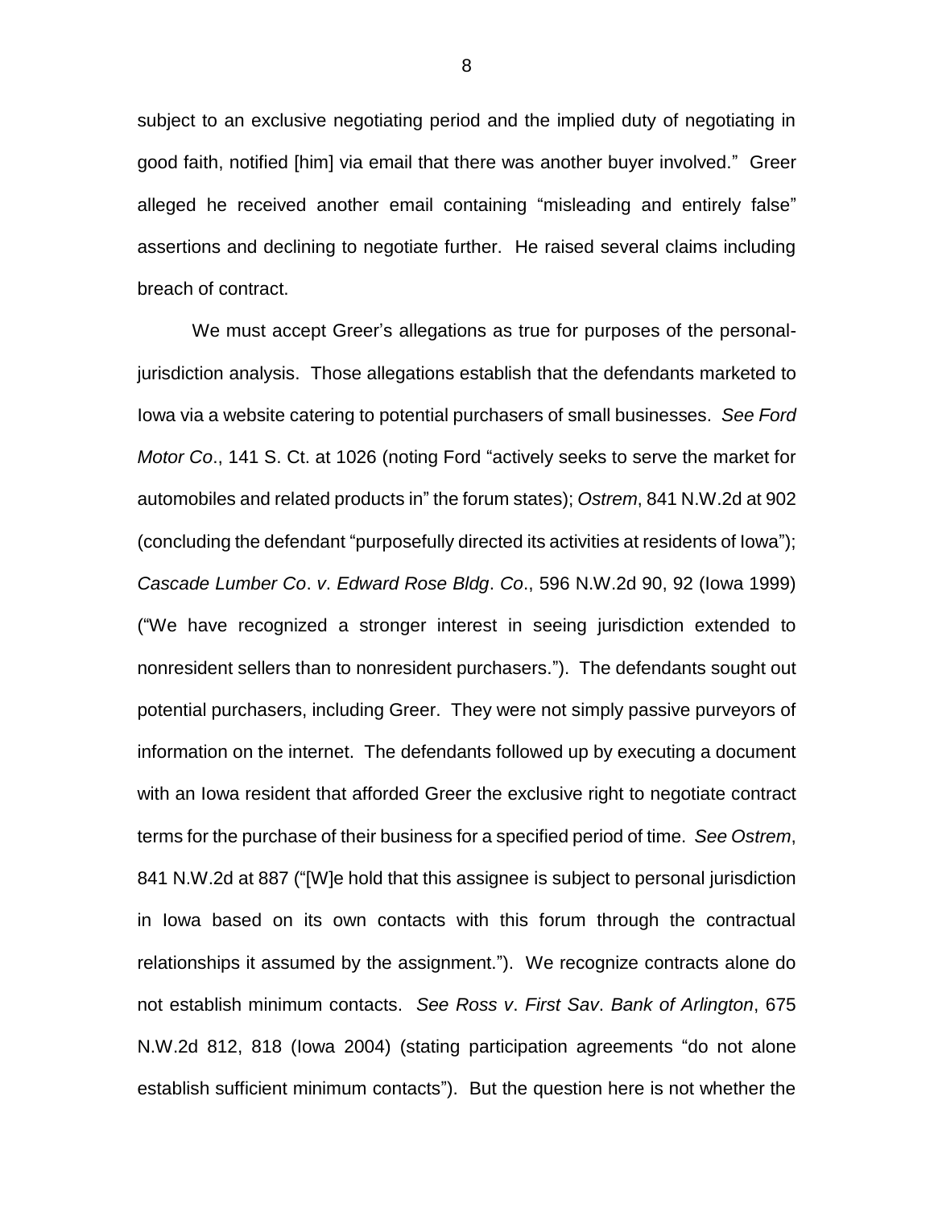subject to an exclusive negotiating period and the implied duty of negotiating in good faith, notified [him] via email that there was another buyer involved." Greer alleged he received another email containing "misleading and entirely false" assertions and declining to negotiate further. He raised several claims including breach of contract.

We must accept Greer's allegations as true for purposes of the personal-jurisdiction analysis. Those allegations establish that the defendants marketed to Iowa via a website catering to potential purchasers of small businesses. *See Ford Motor Co*., 141 S. Ct. at 1026 (noting Ford "actively seeks to serve the market for automobiles and related products in" the forum states); *Ostrem*, 841 N.W.2d at 902 (concluding the defendant "purposefully directed its activities at residents of Iowa"); *Cascade Lumber Co*. *v*. *Edward Rose Bldg*. *Co*., 596 N.W.2d 90, 92 (Iowa 1999) ("We have recognized a stronger interest in seeing jurisdiction extended to nonresident sellers than to nonresident purchasers."). The defendants sought out potential purchasers, including Greer. They were not simply passive purveyors of information on the internet. The defendants followed up by executing a document with an Iowa resident that afforded Greer the exclusive right to negotiate contract terms for the purchase of their business for a specified period of time. *See Ostrem*, 841 N.W.2d at 887 ("[W]e hold that this assignee is subject to personal jurisdiction in Iowa based on its own contacts with this forum through the contractual relationships it assumed by the assignment."). We recognize contracts alone do not establish minimum contacts. *See Ross v*. *First Sav*. *Bank of Arlington*, 675 N.W.2d 812, 818 (Iowa 2004) (stating participation agreements "do not alone establish sufficient minimum contacts"). But the question here is not whether the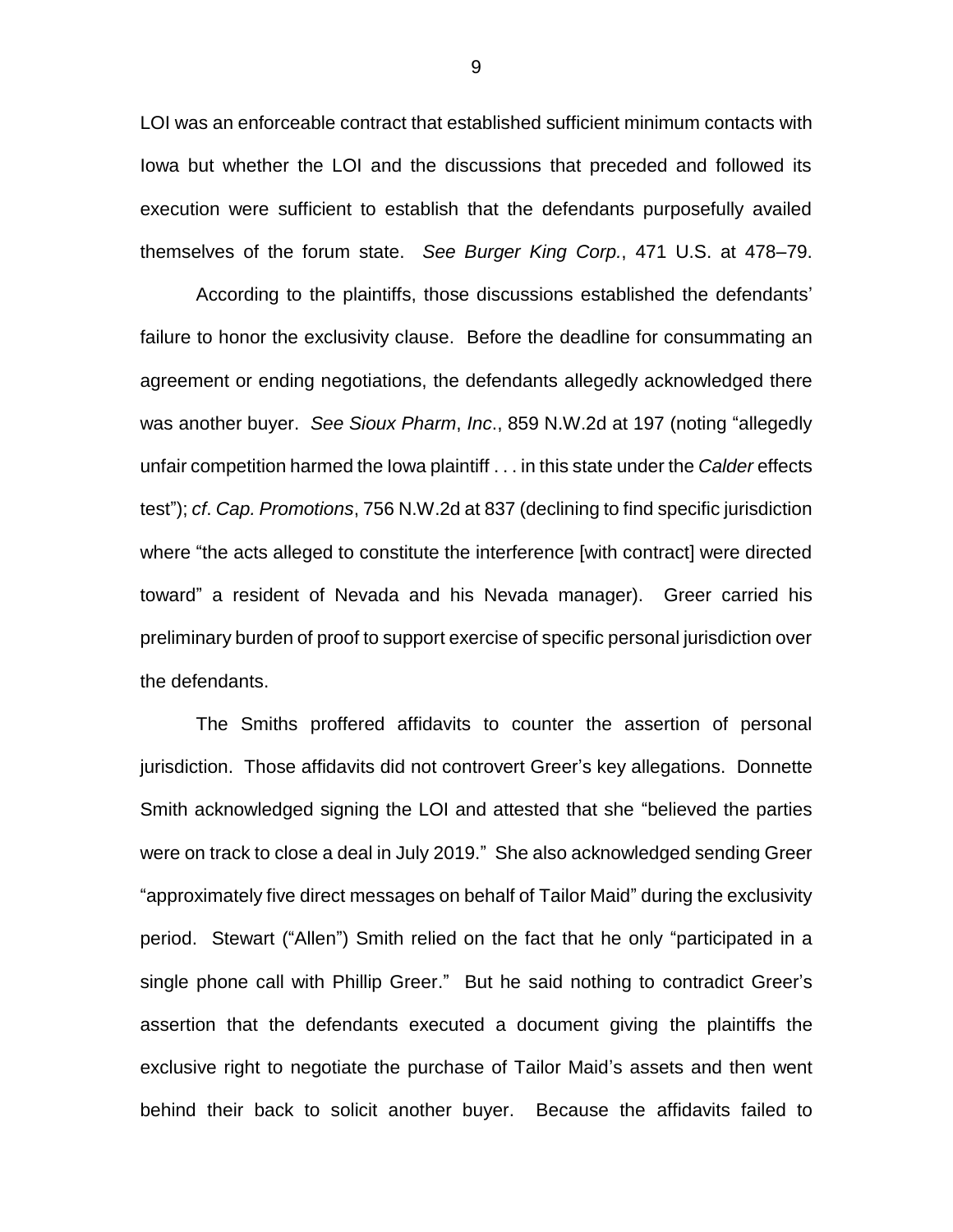LOI was an enforceable contract that established sufficient minimum contacts with Iowa but whether the LOI and the discussions that preceded and followed its execution were sufficient to establish that the defendants purposefully availed themselves of the forum state. *See Burger King Corp.*, 471 U.S. at 478–79.

According to the plaintiffs, those discussions established the defendants' failure to honor the exclusivity clause. Before the deadline for consummating an agreement or ending negotiations, the defendants allegedly acknowledged there was another buyer. *See Sioux Pharm*, *Inc*., 859 N.W.2d at 197 (noting "allegedly unfair competition harmed the Iowa plaintiff . . . in this state under the *Calder* effects test"); *cf*. *Cap. Promotions*, 756 N.W.2d at 837 (declining to find specific jurisdiction where "the acts alleged to constitute the interference [with contract] were directed toward" a resident of Nevada and his Nevada manager). Greer carried his preliminary burden of proof to support exercise of specific personal jurisdiction over the defendants.

The Smiths proffered affidavits to counter the assertion of personal jurisdiction. Those affidavits did not controvert Greer's key allegations. Donnette Smith acknowledged signing the LOI and attested that she "believed the parties were on track to close a deal in July 2019." She also acknowledged sending Greer "approximately five direct messages on behalf of Tailor Maid" during the exclusivity period. Stewart ("Allen") Smith relied on the fact that he only "participated in a single phone call with Phillip Greer." But he said nothing to contradict Greer's assertion that the defendants executed a document giving the plaintiffs the exclusive right to negotiate the purchase of Tailor Maid's assets and then went behind their back to solicit another buyer. Because the affidavits failed to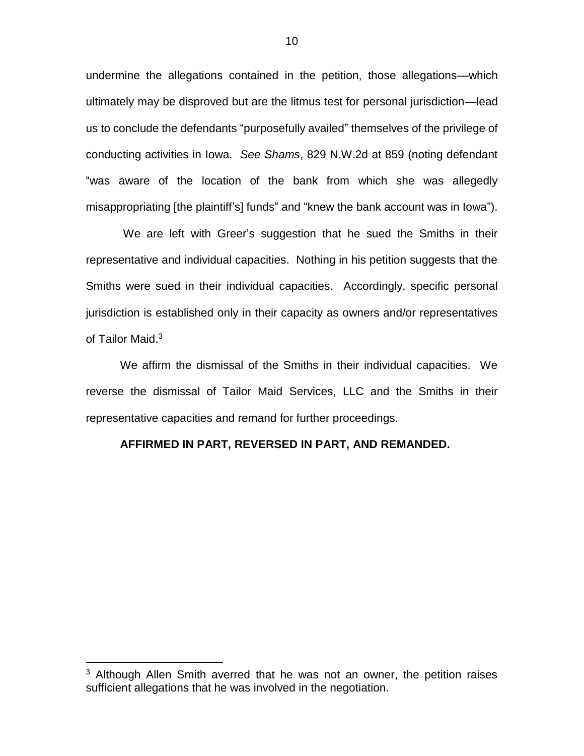undermine the allegations contained in the petition, those allegations—which ultimately may be disproved but are the litmus test for personal jurisdiction—lead us to conclude the defendants "purposefully availed" themselves of the privilege of conducting activities in Iowa. *See Shams*, 829 N.W.2d at 859 (noting defendant "was aware of the location of the bank from which she was allegedly misappropriating [the plaintiff's] funds" and "knew the bank account was in Iowa").

We are left with Greer's suggestion that he sued the Smiths in their representative and individual capacities. Nothing in his petition suggests that the Smiths were sued in their individual capacities. Accordingly, specific personal jurisdiction is established only in their capacity as owners and/or representatives of Tailor Maid.[3]

We affirm the dismissal of the Smiths in their individual capacities. We reverse the dismissal of Tailor Maid Services, LLC and the Smiths in their representative capacities and remand for further proceedings.

**AFFIRMED IN PART, REVERSED IN PART, AND REMANDED.**

---

[3] Although Allen Smith averred that he was not an owner, the petition raises sufficient allegations that he was involved in the negotiation.